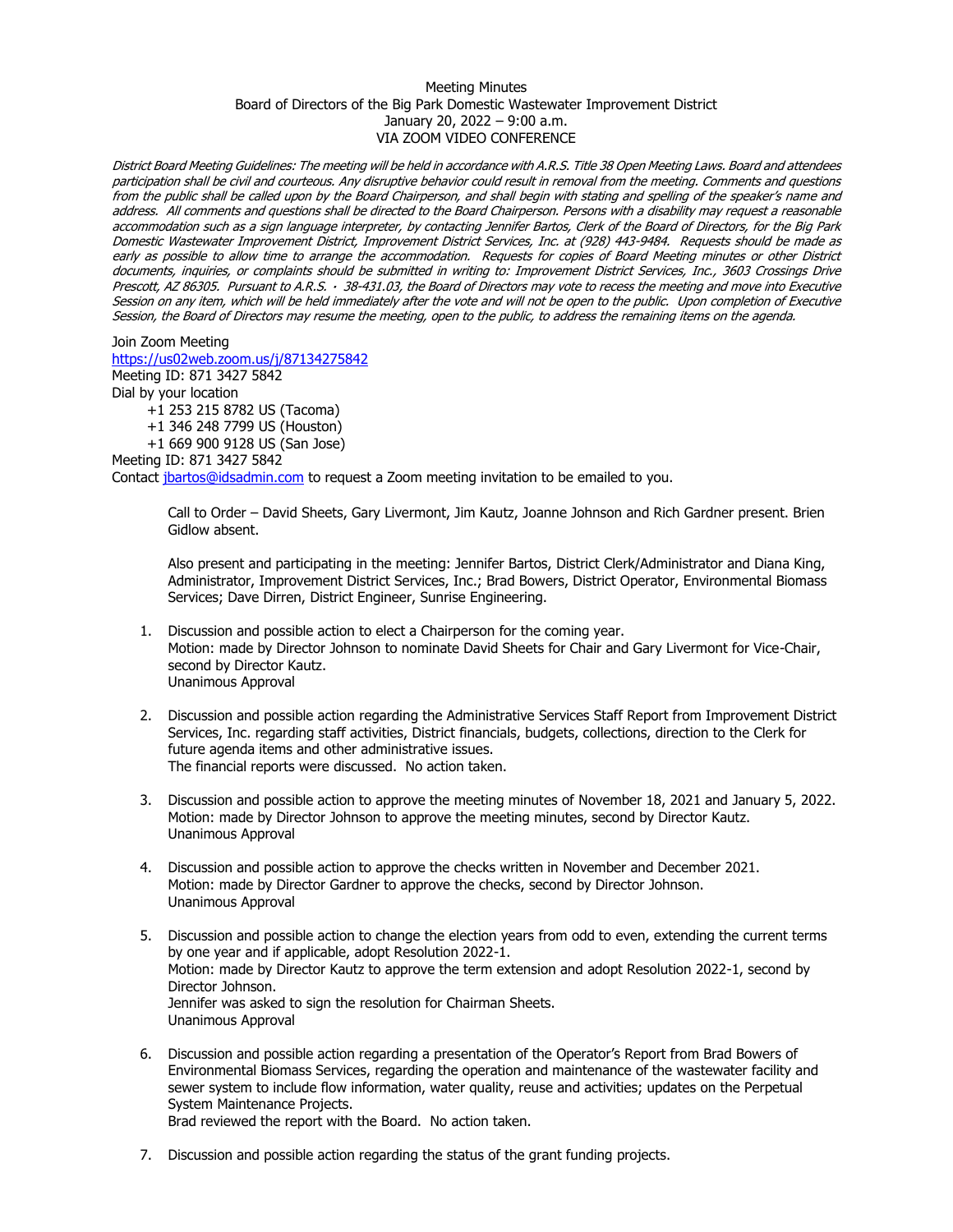Meeting Minutes
Board of Directors of the Big Park Domestic Wastewater Improvement District
January 20, 2022 – 9:00 a.m.
VIA ZOOM VIDEO CONFERENCE

*District Board Meeting Guidelines: The meeting will be held in accordance with A.R.S. Title 38 Open Meeting Laws. Board and attendees participation shall be civil and courteous. Any disruptive behavior could result in removal from the meeting. Comments and questions from the public shall be called upon by the Board Chairperson, and shall begin with stating and spelling of the speaker's name and address. All comments and questions shall be directed to the Board Chairperson. Persons with a disability may request a reasonable accommodation such as a sign language interpreter, by contacting Jennifer Bartos, Clerk of the Board of Directors, for the Big Park Domestic Wastewater Improvement District, Improvement District Services, Inc. at (928) 443-9484. Requests should be made as early as possible to allow time to arrange the accommodation. Requests for copies of Board Meeting minutes or other District documents, inquiries, or complaints should be submitted in writing to: Improvement District Services, Inc., 3603 Crossings Drive Prescott, AZ 86305. Pursuant to A.R.S. · 38-431.03, the Board of Directors may vote to recess the meeting and move into Executive Session on any item, which will be held immediately after the vote and will not be open to the public. Upon completion of Executive Session, the Board of Directors may resume the meeting, open to the public, to address the remaining items on the agenda.*

Join Zoom Meeting
https://us02web.zoom.us/j/87134275842
Meeting ID: 871 3427 5842
Dial by your location
+1 253 215 8782 US (Tacoma)
+1 346 248 7799 US (Houston)
+1 669 900 9128 US (San Jose)
Meeting ID: 871 3427 5842
Contact jbartos@idsadmin.com to request a Zoom meeting invitation to be emailed to you.

Call to Order – David Sheets, Gary Livermont, Jim Kautz, Joanne Johnson and Rich Gardner present. Brien Gidlow absent.

Also present and participating in the meeting: Jennifer Bartos, District Clerk/Administrator and Diana King, Administrator, Improvement District Services, Inc.; Brad Bowers, District Operator, Environmental Biomass Services; Dave Dirren, District Engineer, Sunrise Engineering.

1. Discussion and possible action to elect a Chairperson for the coming year.
   Motion: made by Director Johnson to nominate David Sheets for Chair and Gary Livermont for Vice-Chair, second by Director Kautz.
   Unanimous Approval

2. Discussion and possible action regarding the Administrative Services Staff Report from Improvement District Services, Inc. regarding staff activities, District financials, budgets, collections, direction to the Clerk for future agenda items and other administrative issues.
   The financial reports were discussed. No action taken.

3. Discussion and possible action to approve the meeting minutes of November 18, 2021 and January 5, 2022.
   Motion: made by Director Johnson to approve the meeting minutes, second by Director Kautz.
   Unanimous Approval

4. Discussion and possible action to approve the checks written in November and December 2021.
   Motion: made by Director Gardner to approve the checks, second by Director Johnson.
   Unanimous Approval

5. Discussion and possible action to change the election years from odd to even, extending the current terms by one year and if applicable, adopt Resolution 2022-1.
   Motion: made by Director Kautz to approve the term extension and adopt Resolution 2022-1, second by Director Johnson.
   Jennifer was asked to sign the resolution for Chairman Sheets.
   Unanimous Approval

6. Discussion and possible action regarding a presentation of the Operator's Report from Brad Bowers of Environmental Biomass Services, regarding the operation and maintenance of the wastewater facility and sewer system to include flow information, water quality, reuse and activities; updates on the Perpetual System Maintenance Projects.
   Brad reviewed the report with the Board. No action taken.

7. Discussion and possible action regarding the status of the grant funding projects.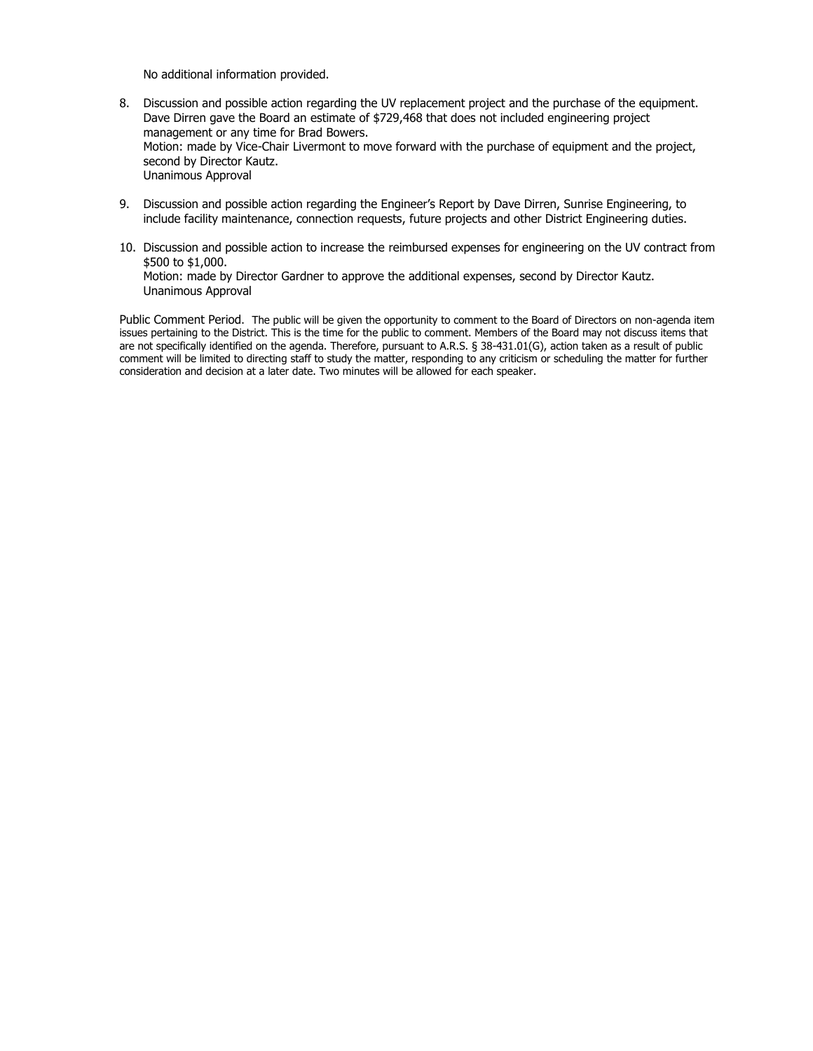No additional information provided.

8. Discussion and possible action regarding the UV replacement project and the purchase of the equipment. Dave Dirren gave the Board an estimate of $729,468 that does not included engineering project management or any time for Brad Bowers.
   Motion: made by Vice-Chair Livermont to move forward with the purchase of equipment and the project, second by Director Kautz.
   Unanimous Approval

9. Discussion and possible action regarding the Engineer's Report by Dave Dirren, Sunrise Engineering, to include facility maintenance, connection requests, future projects and other District Engineering duties.

10. Discussion and possible action to increase the reimbursed expenses for engineering on the UV contract from $500 to $1,000.
    Motion: made by Director Gardner to approve the additional expenses, second by Director Kautz.
    Unanimous Approval

Public Comment Period. The public will be given the opportunity to comment to the Board of Directors on non-agenda item issues pertaining to the District. This is the time for the public to comment. Members of the Board may not discuss items that are not specifically identified on the agenda. Therefore, pursuant to A.R.S. § 38-431.01(G), action taken as a result of public comment will be limited to directing staff to study the matter, responding to any criticism or scheduling the matter for further consideration and decision at a later date. Two minutes will be allowed for each speaker.